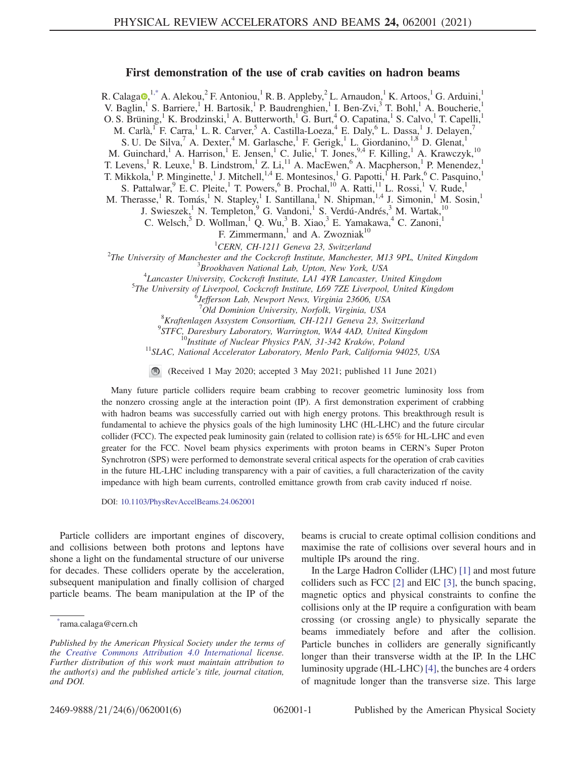# First demonstration of the use of crab cavities on hadron beams

R. Calaga,[1,*] A. Alekou,[2] F. Antoniou,[1] R. B. Appleby,[2] L. Arnaudon,[1] K. Artoos,[1] G. Arduini,[1] V. Baglin,[1] S. Barriere,[1] H. Bartosik,[1] P. Baudrenghien,[1] I. Ben-Zvi,[3] T. Bohl,[1] A. Boucherie,[1] O. S. Brüning,[1] K. Brodzinski,[1] A. Butterworth,[1] G. Burt,[4] O. Capatina,[1] S. Calvo,[1] T. Capelli,[1] M. Carlà,[1] F. Carra,[1] L. R. Carver,[5] A. Castilla-Loeza,[4] E. Daly,[6] L. Dassa,[1] J. Delayen,[7] S. U. De Silva,[7] A. Dexter,[4] M. Garlasche,[1] F. Gerigk,[1] L. Giordanino,[1,8] D. Glenat,[1] M. Guinchard,[1] A. Harrison,[1] E. Jensen,[1] C. Julie,[1] T. Jones,[9,4] F. Killing,[1] A. Krawczyk,[10] T. Levens,[1] R. Leuxe,[1] B. Lindstrom,[1] Z. Li,[11] A. MacEwen,[6] A. Macpherson,[1] P. Menendez,[1] T. Mikkola,[1] P. Minginette,[1] J. Mitchell,[1,4] E. Montesinos,[1] G. Papotti,[1] H. Park,[6] C. Pasquino,[1] S. Pattalwar,[9] E. C. Pleite,[1] T. Powers,[6] B. Prochal,[10] A. Ratti,[11] L. Rossi,[1] V. Rude,[1] M. Therasse,[1] R. Tomás,[1] N. Stapley,[1] I. Santillana,[1] N. Shipman,[1,4] J. Simonin,[1] M. Sosin,[1] J. Swieszek,[1] N. Templeton,[9] G. Vandoni,[1] S. Verdú-Andrés,[3] M. Wartak,[10] C. Welsch,[5] D. Wollman,[1] Q. Wu,[3] B. Xiao,[3] E. Yamakawa,[4] C. Zanoni,[1] F. Zimmermann,[1] and A. Zwozniak[10]

[1] *CERN, CH-1211 Geneva 23, Switzerland*
[2] *The University of Manchester and the Cockcroft Institute, Manchester, M13 9PL, United Kingdom*
[3] *Brookhaven National Lab, Upton, New York, USA*
[4] *Lancaster University, Cockcroft Institute, LA1 4YR Lancaster, United Kingdom*
[5] *The University of Liverpool, Cockcroft Institute, L69 7ZE Liverpool, United Kingdom*
[6] *Jefferson Lab, Newport News, Virginia 23606, USA*
[7] *Old Dominion University, Norfolk, Virginia, USA*
[8] *Kraftenlagen Assystem Consortium, CH-1211 Geneva 23, Switzerland*
[9] *STFC, Daresbury Laboratory, Warrington, WA4 4AD, United Kingdom*
[10] *Institute of Nuclear Physics PAN, 31-342 Kraków, Poland*
[11] *SLAC, National Accelerator Laboratory, Menlo Park, California 94025, USA*

(Received 1 May 2020; accepted 3 May 2021; published 11 June 2021)

Many future particle colliders require beam crabbing to recover geometric luminosity loss from the nonzero crossing angle at the interaction point (IP). A first demonstration experiment of crabbing with hadron beams was successfully carried out with high energy protons. This breakthrough result is fundamental to achieve the physics goals of the high luminosity LHC (HL-LHC) and the future circular collider (FCC). The expected peak luminosity gain (related to collision rate) is 65% for HL-LHC and even greater for the FCC. Novel beam physics experiments with proton beams in CERN's Super Proton Synchrotron (SPS) were performed to demonstrate several critical aspects for the operation of crab cavities in the future HL-LHC including transparency with a pair of cavities, a full characterization of the cavity impedance with high beam currents, controlled emittance growth from crab cavity induced rf noise.

DOI: 10.1103/PhysRevAccelBeams.24.062001

Particle colliders are important engines of discovery, and collisions between both protons and leptons have shone a light on the fundamental structure of our universe for decades. These colliders operate by the acceleration, subsequent manipulation and finally collision of charged particle beams. The beam manipulation at the IP of the beams is crucial to create optimal collision conditions and maximise the rate of collisions over several hours and in multiple IPs around the ring.

In the Large Hadron Collider (LHC) [1] and most future colliders such as FCC [2] and EIC [3], the bunch spacing, magnetic optics and physical constraints to confine the collisions only at the IP require a configuration with beam crossing (or crossing angle) to physically separate the beams immediately before and after the collision. Particle bunches in colliders are generally significantly longer than their transverse width at the IP. In the LHC luminosity upgrade (HL-LHC) [4], the bunches are 4 orders of magnitude longer than the transverse size. This large

---

*rama.calaga@cern.ch

*Published by the American Physical Society under the terms of the Creative Commons Attribution 4.0 International license. Further distribution of this work must maintain attribution to the author(s) and the published article's title, journal citation, and DOI.*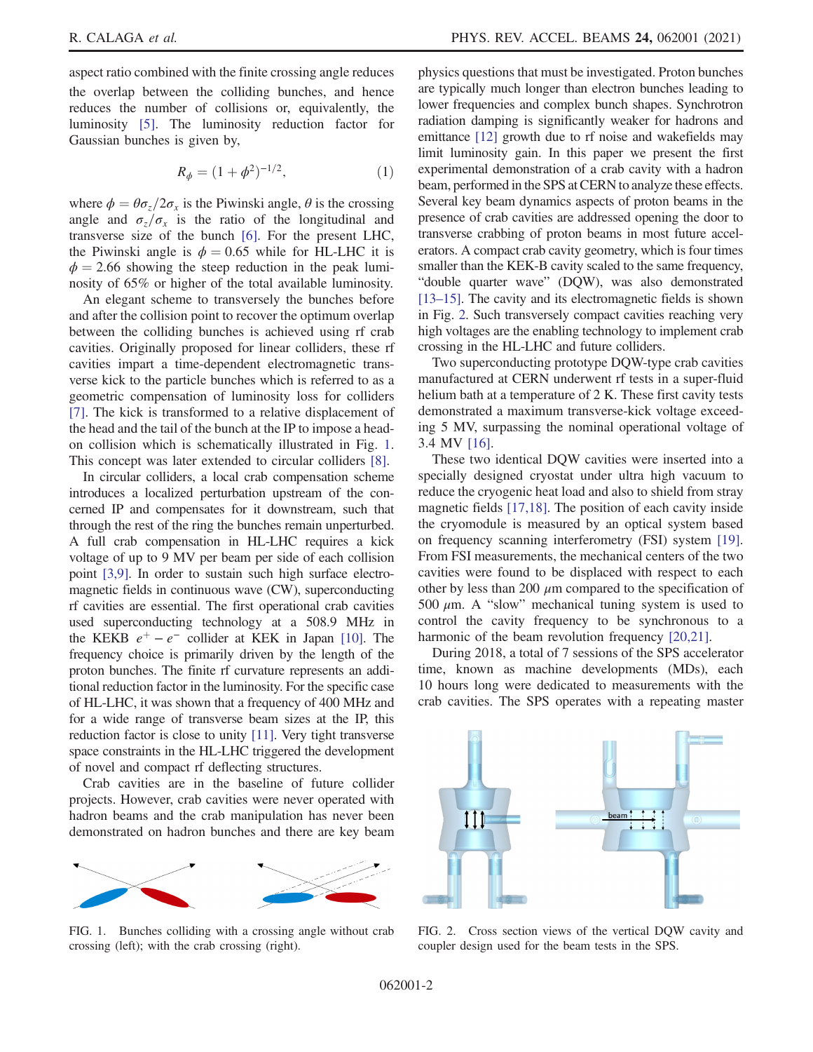aspect ratio combined with the finite crossing angle reduces the overlap between the colliding bunches, and hence reduces the number of collisions or, equivalently, the luminosity [5]. The luminosity reduction factor for Gaussian bunches is given by,

$$R_\phi = (1 + \phi^2)^{-1/2}, \tag{1}$$

where $\phi = \theta\sigma_z/2\sigma_x$ is the Piwinski angle, $\theta$ is the crossing angle and $\sigma_z/\sigma_x$ is the ratio of the longitudinal and transverse size of the bunch [6]. For the present LHC, the Piwinski angle is $\phi = 0.65$ while for HL-LHC it is $\phi = 2.66$ showing the steep reduction in the peak luminosity of 65% or higher of the total available luminosity.

An elegant scheme to transversely tilt the bunches before and after the collision point to recover the optimum overlap between the colliding bunches is achieved using rf crab cavities. Originally proposed for linear colliders, these rf cavities impart a time-dependent electromagnetic transverse kick to the particle bunches which is referred to as a geometric compensation of luminosity loss for colliders [7]. The kick is transformed to a relative displacement of the head and the tail of the bunch at the IP to impose a head-on collision which is schematically illustrated in Fig. 1. This concept was later extended to circular colliders [8].

In circular colliders, a local crab compensation scheme introduces a localized perturbation upstream of the concerned IP and compensates for it downstream, such that through the rest of the ring the bunches remain unperturbed. A full crab compensation in HL-LHC requires a kick voltage of up to 9 MV per beam per side of each collision point [3,9]. In order to sustain such high surface electromagnetic fields in continuous wave (CW), superconducting rf cavities are essential. The first operational crab cavities used superconducting technology at a 508.9 MHz in the KEKB $e^+ - e^-$ collider at KEK in Japan [10]. The frequency choice is primarily driven by the length of the proton bunches. The finite rf curvature represents an additional reduction factor in the luminosity. For the specific case of HL-LHC, it was shown that a frequency of 400 MHz and for a wide range of transverse beam sizes at the IP, this reduction factor is close to unity [11]. Very tight transverse space constraints in the HL-LHC triggered the development of novel and compact rf deflecting structures.

Crab cavities are in the baseline of future collider projects. However, crab cavities were never operated with hadron beams and the crab manipulation has never been demonstrated on hadron bunches and there are key beam physics questions that must be investigated. Proton bunches are typically much longer than electron bunches leading to lower frequencies and complex bunch shapes. Synchrotron radiation damping is significantly weaker for hadrons and emittance [12] growth due to rf noise and wakefields may limit luminosity gain. In this paper we present the first experimental demonstration of a crab cavity with a hadron beam, performed in the SPS at CERN to analyze these effects. Several key beam dynamics aspects of proton beams in the presence of crab cavities are addressed opening the door to transverse crabbing of proton beams in most future accelerators. A compact crab cavity geometry, which is four times smaller than the KEK-B cavity scaled to the same frequency, "double quarter wave" (DQW), was also demonstrated [13–15]. The cavity and its electromagnetic fields is shown in Fig. 2. Such transversely compact cavities reaching very high voltages are the enabling technology to implement crab crossing in the HL-LHC and future colliders.

Two superconducting prototype DQW-type crab cavities manufactured at CERN underwent rf tests in a super-fluid helium bath at a temperature of 2 K. These first cavity tests demonstrated a maximum transverse-kick voltage exceeding 5 MV, surpassing the nominal operational voltage of 3.4 MV [16].

These two identical DQW cavities were inserted into a specially designed cryostat under ultra high vacuum to reduce the cryogenic heat load and also to shield from stray magnetic fields [17,18]. The position of each cavity inside the cryomodule is measured by an optical system based on frequency scanning interferometry (FSI) system [19]. From FSI measurements, the mechanical centers of the two cavities were found to be displaced with respect to each other by less than 200 $\mu$m compared to the specification of 500 $\mu$m. A "slow" mechanical tuning system is used to control the cavity frequency to be synchronous to a harmonic of the beam revolution frequency [20,21].

During 2018, a total of 7 sessions of the SPS accelerator time, known as machine developments (MDs), each 10 hours long were dedicated to measurements with the crab cavities. The SPS operates with a repeating master

FIG. 1. Bunches colliding with a crossing angle without crab crossing (left); with the crab crossing (right).

FIG. 2. Cross section views of the vertical DQW cavity and coupler design used for the beam tests in the SPS.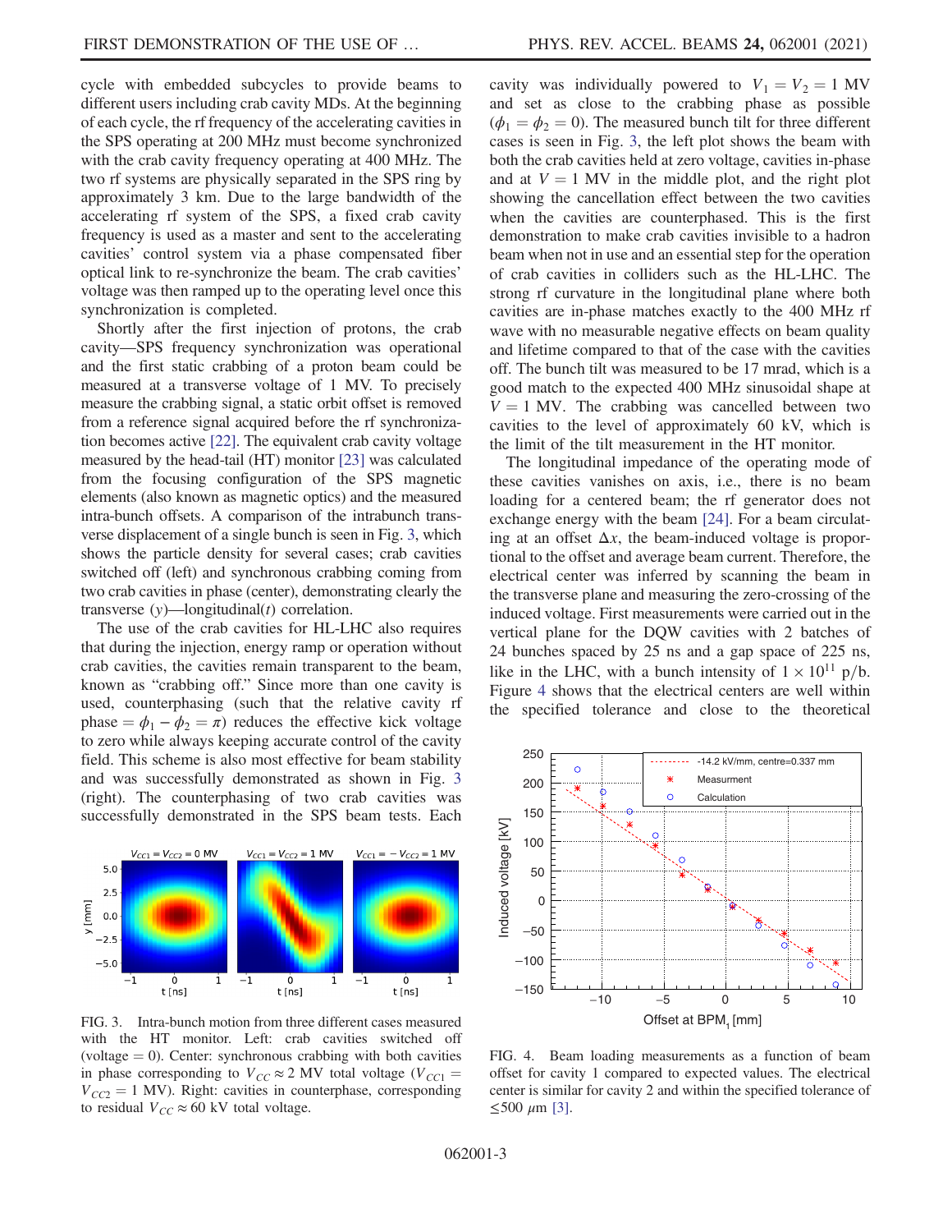cycle with embedded subcycles to provide beams to different users including crab cavity MDs. At the beginning of each cycle, the rf frequency of the accelerating cavities in the SPS operating at 200 MHz must become synchronized with the crab cavity frequency operating at 400 MHz. The two rf systems are physically separated in the SPS ring by approximately 3 km. Due to the large bandwidth of the accelerating rf system of the SPS, a fixed crab cavity frequency is used as a master and sent to the accelerating cavities' control system via a phase compensated fiber optical link to re-synchronize the beam. The crab cavities' voltage was then ramped up to the operating level once this synchronization is completed.

Shortly after the first injection of protons, the crab cavity—SPS frequency synchronization was operational and the first static crabbing of a proton beam could be measured at a transverse voltage of 1 MV. To precisely measure the crabbing signal, a static orbit offset is removed from a reference signal acquired before the rf synchronization becomes active [22]. The equivalent crab cavity voltage measured by the head-tail (HT) monitor [23] was calculated from the focusing configuration of the SPS magnetic elements (also known as magnetic optics) and the measured intra-bunch offsets. A comparison of the intrabunch transverse displacement of a single bunch is seen in Fig. 3, which shows the particle density for several cases; crab cavities switched off (left) and synchronous crabbing coming from two crab cavities in phase (center), demonstrating clearly the transverse ($y$)—longitudinal($t$) correlation.

The use of the crab cavities for HL-LHC also requires that during the injection, energy ramp or operation without crab cavities, the cavities remain transparent to the beam, known as "crabbing off." Since more than one cavity is used, counterphasing (such that the relative cavity rf phase $= \phi_1 - \phi_2 = \pi$) reduces the effective kick voltage to zero while always keeping accurate control of the cavity field. This scheme is also most effective for beam stability and was successfully demonstrated as shown in Fig. 3 (right). The counterphasing of two crab cavities was successfully demonstrated in the SPS beam tests. Each cavity was individually powered to $V_1 = V_2 = 1$ MV and set as close to the crabbing phase as possible ($\phi_1 = \phi_2 = 0$). The measured bunch tilt for three different cases is seen in Fig. 3, the left plot shows the beam with both the crab cavities held at zero voltage, cavities in-phase and at $V = 1$ MV in the middle plot, and the right plot showing the cancellation effect between the two cavities when the cavities are counterphased. This is the first demonstration to make crab cavities invisible to a hadron beam when not in use and an essential step for the operation of crab cavities in colliders such as the HL-LHC. The strong rf curvature in the longitudinal plane where both cavities are in-phase matches exactly to the 400 MHz rf wave with no measurable negative effects on beam quality and lifetime compared to that of the case with the cavities off. The bunch tilt was measured to be 17 mrad, which is a good match to the expected 400 MHz sinusoidal shape at $V = 1$ MV. The crabbing was cancelled between two cavities to the level of approximately 60 kV, which is the limit of the tilt measurement in the HT monitor.

FIG. 3. Intra-bunch motion from three different cases measured with the HT monitor. Left: crab cavities switched off (voltage = 0). Center: synchronous crabbing with both cavities in phase corresponding to $V_{CC} \approx 2$ MV total voltage ($V_{CC1} = V_{CC2} = 1$ MV). Right: cavities in counterphase, corresponding to residual $V_{CC} \approx 60$ kV total voltage.

The longitudinal impedance of the operating mode of these cavities vanishes on axis, i.e., there is no beam loading for a centered beam; the rf generator does not exchange energy with the beam [24]. For a beam circulating at an offset $\Delta x$, the beam-induced voltage is proportional to the offset and average beam current. Therefore, the electrical center was inferred by scanning the beam in the transverse plane and measuring the zero-crossing of the induced voltage. First measurements were carried out in the vertical plane for the DQW cavities with 2 batches of 24 bunches spaced by 25 ns and a gap space of 225 ns, like in the LHC, with a bunch intensity of $1 \times 10^{11}$ p/b. Figure 4 shows that the electrical centers are well within the specified tolerance and close to the theoretical

FIG. 4. Beam loading measurements as a function of beam offset for cavity 1 compared to expected values. The electrical center is similar for cavity 2 and within the specified tolerance of $\leq 500$ $\mu$m [3].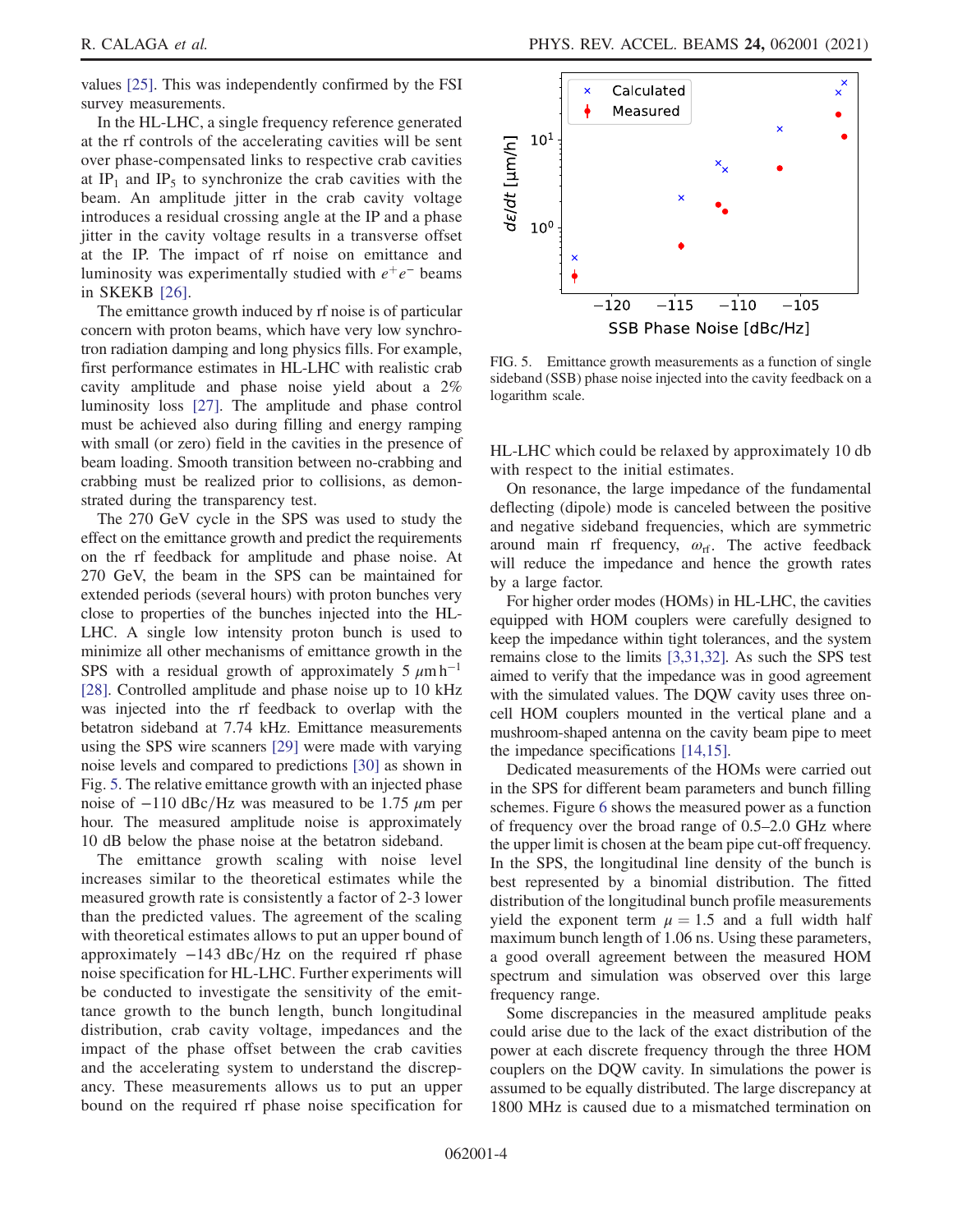values [25]. This was independently confirmed by the FSI survey measurements.

In the HL-LHC, a single frequency reference generated at the rf controls of the accelerating cavities will be sent over phase-compensated links to respective crab cavities at $\mathrm{IP_1}$ and $\mathrm{IP_5}$ to synchronize the crab cavities with the beam. An amplitude jitter in the crab cavity voltage introduces a residual crossing angle at the IP and a phase jitter in the cavity voltage results in a transverse offset at the IP. The impact of rf noise on emittance and luminosity was experimentally studied with $e^+e^-$ beams in SKEKB [26].

The emittance growth induced by rf noise is of particular concern with proton beams, which have very low synchrotron radiation damping and long physics fills. For example, first performance estimates in HL-LHC with realistic crab cavity amplitude and phase noise yield about a 2% luminosity loss [27]. The amplitude and phase control must be achieved also during filling and energy ramping with small (or zero) field in the cavities in the presence of beam loading. Smooth transition between no-crabbing and crabbing must be realized prior to collisions, as demonstrated during the transparency test.

The 270 GeV cycle in the SPS was used to study the effect on the emittance growth and predict the requirements on the rf feedback for amplitude and phase noise. At 270 GeV, the beam in the SPS can be maintained for extended periods (several hours) with proton bunches very close to properties of the bunches injected into the HL-LHC. A single low intensity proton bunch is used to minimize all other mechanisms of emittance growth in the SPS with a residual growth of approximately 5 $\mu\mathrm{m\,h^{-1}}$ [28]. Controlled amplitude and phase noise up to 10 kHz was injected into the rf feedback to overlap with the betatron sideband at 7.74 kHz. Emittance measurements using the SPS wire scanners [29] were made with varying noise levels and compared to predictions [30] as shown in Fig. 5. The relative emittance growth with an injected phase noise of −110 dBc/Hz was measured to be 1.75 $\mu$m per hour. The measured amplitude noise is approximately 10 dB below the phase noise at the betatron sideband.

The emittance growth scaling with noise level increases similar to the theoretical estimates while the measured growth rate is consistently a factor of 2-3 lower than the predicted values. The agreement of the scaling with theoretical estimates allows to put an upper bound of approximately −143 dBc/Hz on the required rf phase noise specification for HL-LHC. Further experiments will be conducted to investigate the sensitivity of the emittance growth to the bunch length, bunch longitudinal distribution, crab cavity voltage, impedances and the impact of the phase offset between the crab cavities and the accelerating system to understand the discrepancy. These measurements allows us to put an upper bound on the required rf phase noise specification for HL-LHC which could be relaxed by approximately 10 db with respect to the initial estimates.

FIG. 5. Emittance growth measurements as a function of single sideband (SSB) phase noise injected into the cavity feedback on a logarithm scale.

On resonance, the large impedance of the fundamental deflecting (dipole) mode is canceled between the positive and negative sideband frequencies, which are symmetric around main rf frequency, $\omega_{\mathrm{rf}}$. The active feedback will reduce the impedance and hence the growth rates by a large factor.

For higher order modes (HOMs) in HL-LHC, the cavities equipped with HOM couplers were carefully designed to keep the impedance within tight tolerances, and the system remains close to the limits [3,31,32]. As such the SPS test aimed to verify that the impedance was in good agreement with the simulated values. The DQW cavity uses three on-cell HOM couplers mounted in the vertical plane and a mushroom-shaped antenna on the cavity beam pipe to meet the impedance specifications [14,15].

Dedicated measurements of the HOMs were carried out in the SPS for different beam parameters and bunch filling schemes. Figure 6 shows the measured power as a function of frequency over the broad range of 0.5–2.0 GHz where the upper limit is chosen at the beam pipe cut-off frequency. In the SPS, the longitudinal line density of the bunch is best represented by a binomial distribution. The fitted distribution of the longitudinal bunch profile measurements yield the exponent term $\mu = 1.5$ and a full width half maximum bunch length of 1.06 ns. Using these parameters, a good overall agreement between the measured HOM spectrum and simulation was observed over this large frequency range.

Some discrepancies in the measured amplitude peaks could arise due to the lack of the exact distribution of the power at each discrete frequency through the three HOM couplers on the DQW cavity. In simulations the power is assumed to be equally distributed. The large discrepancy at 1800 MHz is caused due to a mismatched termination on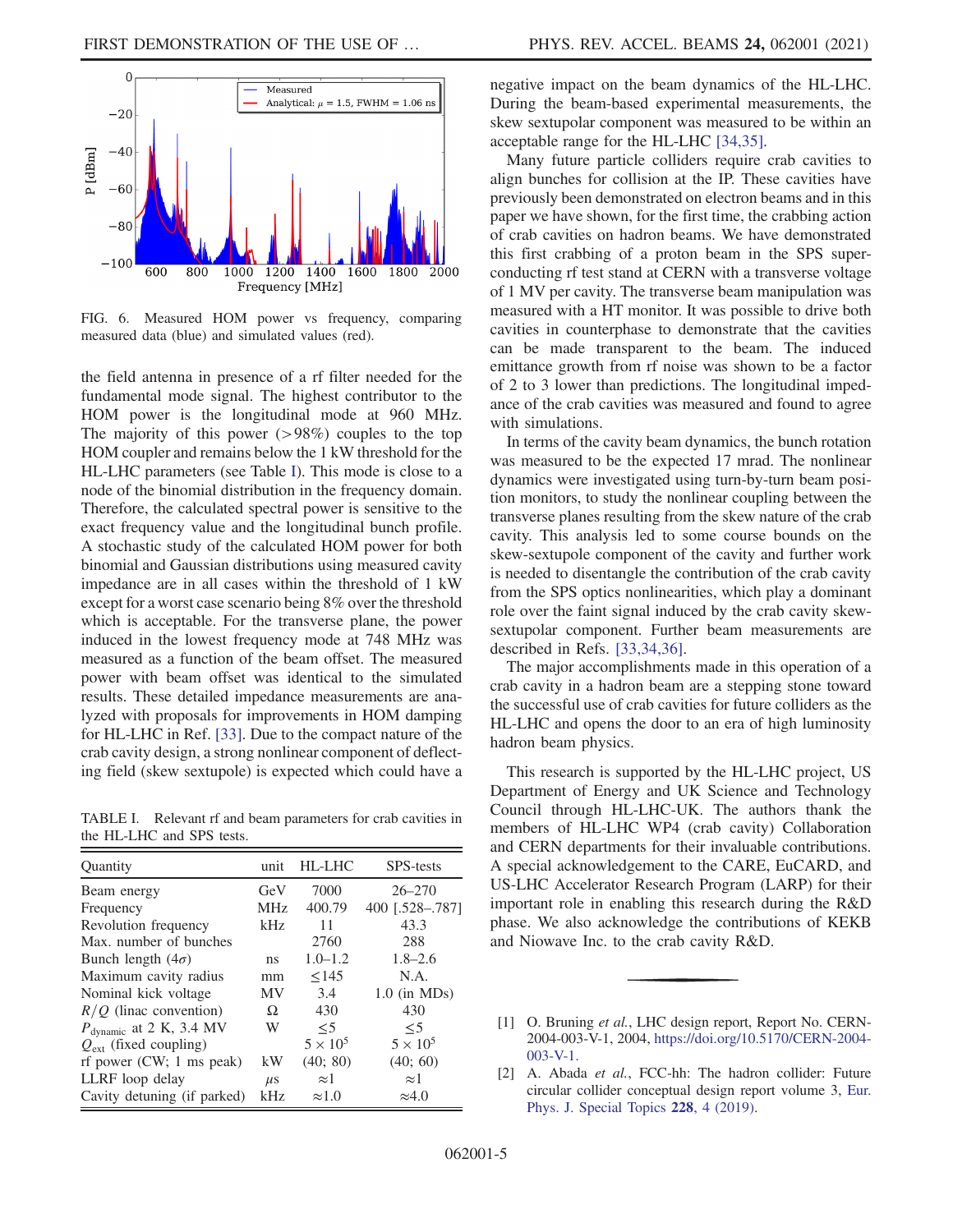FIG. 6. Measured HOM power vs frequency, comparing measured data (blue) and simulated values (red).

the field antenna in presence of a rf filter needed for the fundamental mode signal. The highest contributor to the HOM power is the longitudinal mode at 960 MHz. The majority of this power (>98%) couples to the top HOM coupler and remains below the 1 kW threshold for the HL-LHC parameters (see Table I). This mode is close to a node of the binomial distribution in the frequency domain. Therefore, the calculated spectral power is sensitive to the exact frequency value and the longitudinal bunch profile. A stochastic study of the calculated HOM power for both binomial and Gaussian distributions using measured cavity impedance are in all cases within the threshold of 1 kW except for a worst case scenario being 8% over the threshold which is acceptable. For the transverse plane, the power induced in the lowest frequency mode at 748 MHz was measured as a function of the beam offset. The measured power with beam offset was identical to the simulated results. These detailed impedance measurements are analyzed with proposals for improvements in HOM damping for HL-LHC in Ref. [33]. Due to the compact nature of the crab cavity design, a strong nonlinear component of deflecting field (skew sextupole) is expected which could have a negative impact on the beam dynamics of the HL-LHC. During the beam-based experimental measurements, the skew sextupolar component was measured to be within an acceptable range for the HL-LHC [34,35].

TABLE I. Relevant rf and beam parameters for crab cavities in the HL-LHC and SPS tests.

| Quantity | unit | HL-LHC | SPS-tests |
|---|---|---|---|
| Beam energy | GeV | 7000 | 26–270 |
| Frequency | MHz | 400.79 | 400 [.528–.787] |
| Revolution frequency | kHz | 11 | 43.3 |
| Max. number of bunches | | 2760 | 288 |
| Bunch length ($4\sigma$) | ns | 1.0–1.2 | 1.8–2.6 |
| Maximum cavity radius | mm | ≤145 | N.A. |
| Nominal kick voltage | MV | 3.4 | 1.0 (in MDs) |
| $R/Q$ (linac convention) | Ω | 430 | 430 |
| $P_{\mathrm{dynamic}}$ at 2 K, 3.4 MV | W | ≤5 | ≤5 |
| $Q_{\mathrm{ext}}$ (fixed coupling) | | $5 \times 10^5$ | $5 \times 10^5$ |
| rf power (CW; 1 ms peak) | kW | (40; 80) | (40; 60) |
| LLRF loop delay | $\mu$s | ≈1 | ≈1 |
| Cavity detuning (if parked) | kHz | ≈1.0 | ≈4.0 |

Many future particle colliders require crab cavities to align bunches for collision at the IP. These cavities have previously been demonstrated on electron beams and in this paper we have shown, for the first time, the crabbing action of crab cavities on hadron beams. We have demonstrated this first crabbing of a proton beam in the SPS superconducting rf test stand at CERN with a transverse voltage of 1 MV per cavity. The transverse beam manipulation was measured with a HT monitor. It was possible to drive both cavities in counterphase to demonstrate that the cavities can be made transparent to the beam. The induced emittance growth from rf noise was shown to be a factor of 2 to 3 lower than predictions. The longitudinal impedance of the crab cavities was measured and found to agree with simulations.

In terms of the cavity beam dynamics, the bunch rotation was measured to be the expected 17 mrad. The nonlinear dynamics were investigated using turn-by-turn beam position monitors, to study the nonlinear coupling between the transverse planes resulting from the skew nature of the crab cavity. This analysis led to some course bounds on the skew-sextupole component of the cavity and further work is needed to disentangle the contribution of the crab cavity from the SPS optics nonlinearities, which play a dominant role over the faint signal induced by the crab cavity skew-sextupolar component. Further beam measurements are described in Refs. [33,34,36].

The major accomplishments made in this operation of a crab cavity in a hadron beam are a stepping stone toward the successful use of crab cavities for future colliders as the HL-LHC and opens the door to an era of high luminosity hadron beam physics.

This research is supported by the HL-LHC project, US Department of Energy and UK Science and Technology Council through HL-LHC-UK. The authors thank the members of HL-LHC WP4 (crab cavity) Collaboration and CERN departments for their invaluable contributions. A special acknowledgement to the CARE, EuCARD, and US-LHC Accelerator Research Program (LARP) for their important role in enabling this research during the R&D phase. We also acknowledge the contributions of KEKB and Niowave Inc. to the crab cavity R&D.

---

[1] O. Bruning *et al.*, LHC design report, Report No. CERN-2004-003-V-1, 2004, https://doi.org/10.5170/CERN-2004-003-V-1.

[2] A. Abada *et al.*, FCC-hh: The hadron collider: Future circular collider conceptual design report volume 3, Eur. Phys. J. Special Topics **228**, 4 (2019).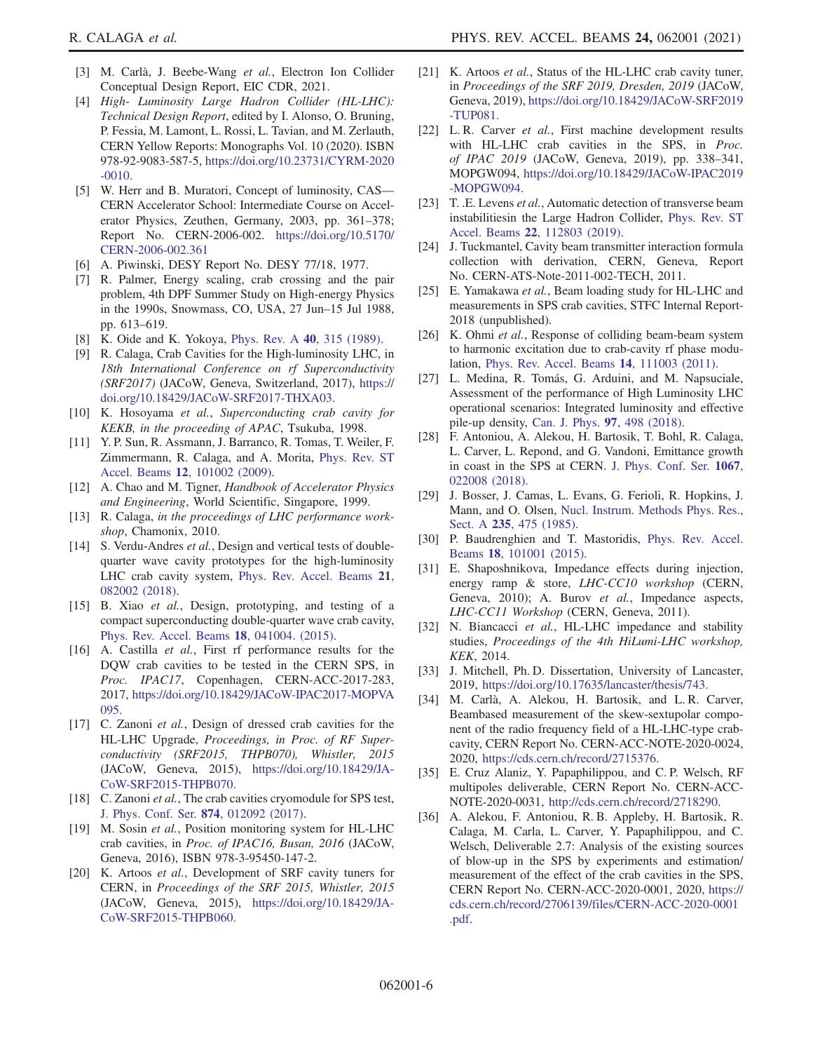[3] M. Carlà, J. Beebe-Wang *et al.*, Electron Ion Collider Conceptual Design Report, EIC CDR, 2021.

[4] *High- Luminosity Large Hadron Collider (HL-LHC): Technical Design Report*, edited by I. Alonso, O. Bruning, P. Fessia, M. Lamont, L. Rossi, L. Tavian, and M. Zerlauth, CERN Yellow Reports: Monographs Vol. 10 (2020). ISBN 978-92-9083-587-5, https://doi.org/10.23731/CYRM-2020-0010.

[5] W. Herr and B. Muratori, Concept of luminosity, CAS—CERN Accelerator School: Intermediate Course on Accelerator Physics, Zeuthen, Germany, 2003, pp. 361–378; Report No. CERN-2006-002. https://doi.org/10.5170/CERN-2006-002.361

[6] A. Piwinski, DESY Report No. DESY 77/18, 1977.

[7] R. Palmer, Energy scaling, crab crossing and the pair problem, 4th DPF Summer Study on High-energy Physics in the 1990s, Snowmass, CO, USA, 27 Jun–15 Jul 1988, pp. 613–619.

[8] K. Oide and K. Yokoya, Phys. Rev. A **40**, 315 (1989).

[9] R. Calaga, Crab Cavities for the High-luminosity LHC, in *18th International Conference on rf Superconductivity (SRF2017)* (JACoW, Geneva, Switzerland, 2017), https://doi.org/10.18429/JACoW-SRF2017-THXA03.

[10] K. Hosoyama *et al.*, *Superconducting crab cavity for KEKB, in the proceeding of APAC*, Tsukuba, 1998.

[11] Y. P. Sun, R. Assmann, J. Barranco, R. Tomas, T. Weiler, F. Zimmermann, R. Calaga, and A. Morita, Phys. Rev. ST Accel. Beams **12**, 101002 (2009).

[12] A. Chao and M. Tigner, *Handbook of Accelerator Physics and Engineering*, World Scientific, Singapore, 1999.

[13] R. Calaga, *in the proceedings of LHC performance workshop*, Chamonix, 2010.

[14] S. Verdu-Andres *et al.*, Design and vertical tests of double-quarter wave cavity prototypes for the high-luminosity LHC crab cavity system, Phys. Rev. Accel. Beams **21**, 082002 (2018).

[15] B. Xiao *et al.*, Design, prototyping, and testing of a compact superconducting double-quarter wave crab cavity, Phys. Rev. Accel. Beams **18**, 041004. (2015).

[16] A. Castilla *et al.*, First rf performance results for the DQW crab cavities to be tested in the CERN SPS, in *Proc. IPAC17*, Copenhagen, CERN-ACC-2017-283, 2017, https://doi.org/10.18429/JACoW-IPAC2017-MOPVA095.

[17] C. Zanoni *et al.*, Design of dressed crab cavities for the HL-LHC Upgrade, *Proceedings, in Proc. of RF Superconductivity (SRF2015, THPB070), Whistler, 2015* (JACoW, Geneva, 2015), https://doi.org/10.18429/JACoW-SRF2015-THPB070.

[18] C. Zanoni *et al.*, The crab cavities cryomodule for SPS test, J. Phys. Conf. Ser. **874**, 012092 (2017).

[19] M. Sosin *et al.*, Position monitoring system for HL-LHC crab cavities, in *Proc. of IPAC16, Busan, 2016* (JACoW, Geneva, 2016), ISBN 978-3-95450-147-2.

[20] K. Artoos *et al.*, Development of SRF cavity tuners for CERN, in *Proceedings of the SRF 2015, Whistler, 2015* (JACoW, Geneva, 2015), https://doi.org/10.18429/JACoW-SRF2015-THPB060.

[21] K. Artoos *et al.*, Status of the HL-LHC crab cavity tuner, in *Proceedings of the SRF 2019, Dresden, 2019* (JACoW, Geneva, 2019), https://doi.org/10.18429/JACoW-SRF2019-TUP081.

[22] L. R. Carver *et al.*, First machine development results with HL-LHC crab cavities in the SPS, in *Proc. of IPAC 2019* (JACoW, Geneva, 2019), pp. 338–341, MOPGW094, https://doi.org/10.18429/JACoW-IPAC2019-MOPGW094.

[23] T. .E. Levens *et al.*, Automatic detection of transverse beam instabilitiesin the Large Hadron Collider, Phys. Rev. ST Accel. Beams **22**, 112803 (2019).

[24] J. Tuckmantel, Cavity beam transmitter interaction formula collection with derivation, CERN, Geneva, Report No. CERN-ATS-Note-2011-002-TECH, 2011.

[25] E. Yamakawa *et al.*, Beam loading study for HL-LHC and measurements in SPS crab cavities, STFC Internal Report-2018 (unpublished).

[26] K. Ohmi *et al.*, Response of colliding beam-beam system to harmonic excitation due to crab-cavity rf phase modulation, Phys. Rev. Accel. Beams **14**, 111003 (2011).

[27] L. Medina, R. Tomás, G. Arduini, and M. Napsuciale, Assessment of the performance of High Luminosity LHC operational scenarios: Integrated luminosity and effective pile-up density, Can. J. Phys. **97**, 498 (2018).

[28] F. Antoniou, A. Alekou, H. Bartosik, T. Bohl, R. Calaga, L. Carver, L. Repond, and G. Vandoni, Emittance growth in coast in the SPS at CERN. J. Phys. Conf. Ser. **1067**, 022008 (2018).

[29] J. Bosser, J. Camas, L. Evans, G. Ferioli, R. Hopkins, J. Mann, and O. Olsen, Nucl. Instrum. Methods Phys. Res., Sect. A **235**, 475 (1985).

[30] P. Baudrenghien and T. Mastoridis, Phys. Rev. Accel. Beams **18**, 101001 (2015).

[31] E. Shaposhnikova, Impedance effects during injection, energy ramp & store, *LHC-CC10 workshop* (CERN, Geneva, 2010); A. Burov *et al.*, Impedance aspects, *LHC-CC11 Workshop* (CERN, Geneva, 2011).

[32] N. Biancacci *et al.*, HL-LHC impedance and stability studies, *Proceedings of the 4th HiLumi-LHC workshop, KEK*, 2014.

[33] J. Mitchell, Ph. D. Dissertation, University of Lancaster, 2019, https://doi.org/10.17635/lancaster/thesis/743.

[34] M. Carlà, A. Alekou, H. Bartosik, and L. R. Carver, Beambased measurement of the skew-sextupolar component of the radio frequency field of a HL-LHC-type crab-cavity, CERN Report No. CERN-ACC-NOTE-2020-0024, 2020, https://cds.cern.ch/record/2715376.

[35] E. Cruz Alaniz, Y. Papaphilippou, and C. P. Welsch, RF multipoles deliverable, CERN Report No. CERN-ACC-NOTE-2020-0031, http://cds.cern.ch/record/2718290.

[36] A. Alekou, F. Antoniou, R. B. Appleby, H. Bartosik, R. Calaga, M. Carla, L. Carver, Y. Papaphilippou, and C. Welsch, Deliverable 2.7: Analysis of the existing sources of blow-up in the SPS by experiments and estimation/measurement of the effect of the crab cavities in the SPS, CERN Report No. CERN-ACC-2020-0001, 2020, https://cds.cern.ch/record/2706139/files/CERN-ACC-2020-0001.pdf.